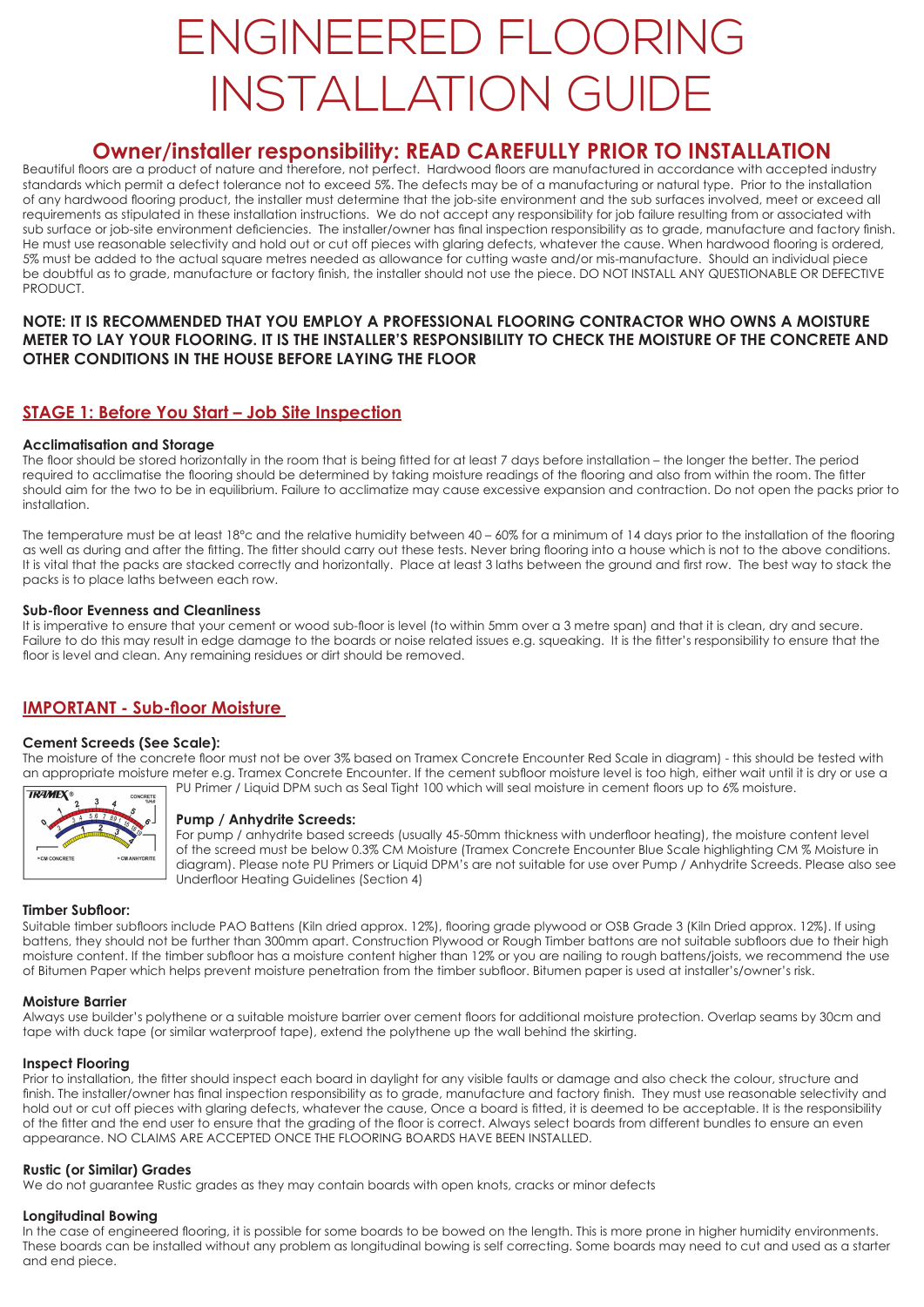# ENGINEERED FLOORING INSTALLATION GUIDE

## Owner/installer responsibility: READ CAREFULLY PRIOR TO INSTALLATION

Beautiful floors are a product of nature and therefore, not perfect. Hardwood floors are manufactured in accordance with accepted industry standards which permit a defect tolerance not to exceed 5%. The defects may be of a manufacturing or natural type. Prior to the installation of any hardwood flooring product, the installer must determine that the job-site environment and the sub surfaces involved, meet or exceed all requirements as stipulated in these installation instructions. We do not accept any responsibility for job failure resulting from or associated with sub surface or job-site environment deficiencies. The installer/owner has final inspection responsibility as to grade, manufacture and factory finish. He must use reasonable selectivity and hold out or cut off pieces with glaring defects, whatever the cause. When hardwood flooring is ordered, 5% must be added to the actual square metres needed as allowance for cutting waste and/or mis-manufacture. Should an individual piece be doubtful as to grade, manufacture or factory finish, the installer should not use the piece. DO NOT INSTALL ANY QUESTIONABLE OR DEFECTIVE PRODUCT.

**NOTE: IT IS RECOMMENDED THAT YOU EMPLOY A PROFESSIONAL FLOORING CONTRACTOR WHO OWNS A MOISTURE METER TO LAY YOUR FLOORING. IT IS THE INSTALLER'S RESPONSIBILITY TO CHECK THE MOISTURE OF THE CONCRETE AND OTHER CONDITIONS IN THE HOUSE BEFORE LAYING THE FLOOR**

## STAGE 1: Before You Start – Job Site Inspection

### Acclimatisation and Storage

The floor should be stored horizontally in the room that is being fitted for at least 7 days before installation – the longer the better. The period required to acclimatise the flooring should be determined by taking moisture readings of the flooring and also from within the room. The fitter should aim for the two to be in equilibrium. Failure to acclimatize may cause excessive expansion and contraction. Do not open the packs prior to installation.

The temperature must be at least 18°c and the relative humidity between 40 – 60% for a minimum of 14 days prior to the installation of the flooring as well as during and after the fitting. The fitter should carry out these tests. Never bring flooring into a house which is not to the above conditions. It is vital that the packs are stacked correctly and horizontally. Place at least 3 laths between the ground and first row. The best way to stack the packs is to place laths between each row.

### Sub-floor Evenness and Cleanliness

It is imperative to ensure that your cement or wood sub-floor is level (to within 5mm over a 3 metre span) and that it is clean, dry and secure. Failure to do this may result in edge damage to the boards or noise related issues e.g. squeaking. It is the fitter's responsibility to ensure that the floor is level and clean. Any remaining residues or dirt should be removed.

## IMPORTANT - Sub-floor Moisture

### Cement Screeds (See Scale):

The moisture of the concrete floor must not be over 3% based on Tramex Concrete Encounter Red Scale in diagram) - this should be tested with an appropriate moisture meter e.g. Tramex Concrete Encounter. If the cement subfloor moisture level is too high, either wait until it is dry or use a PU Primer / Liquid DPM such as Seal Tight 100 which will seal moisture in cement floors up to 6% moisture.

### Pump / Anhydrite Screeds:

For pump / anhydrite based screeds (usually 45-50mm thickness with underfloor heating), the moisture content level of the screed must be below 0.3% CM Moisture (Tramex Concrete Encounter Blue Scale highlighting CM % Moisture in diagram). Please note PU Primers or Liquid DPM's are not suitable for use over Pump / Anhydrite Screeds. Please also see Underfloor Heating Guidelines (Section 4)

### Timber Subfloor:

Suitable timber subfloors include PAO Battens (Kiln dried approx. 12%), flooring grade plywood or OSB Grade 3 (Kiln Dried approx. 12%). If using battens, they should not be further than 300mm apart. Construction Plywood or Rough Timber battons are not suitable subfloors due to their high moisture content. If the timber subfloor has a moisture content higher than 12% or you are nailing to rough battens/joists, we recommend the use of Bitumen Paper which helps prevent moisture penetration from the timber subfloor. Bitumen paper is used at installer's/owner's risk.

### Moisture Barrier

Always use builder's polythene or a suitable moisture barrier over cement floors for additional moisture protection. Overlap seams by 30cm and tape with duck tape (or similar waterproof tape), extend the polythene up the wall behind the skirting.

### Inspect Flooring

Prior to installation, the fitter should inspect each board in daylight for any visible faults or damage and also check the colour, structure and finish. The installer/owner has final inspection responsibility as to grade, manufacture and factory finish. They must use reasonable selectivity and hold out or cut off pieces with glaring defects, whatever the cause, Once a board is fitted, it is deemed to be acceptable. It is the responsibility of the fitter and the end user to ensure that the grading of the floor is correct. Always select boards from different bundles to ensure an even appearance. NO CLAIMS ARE ACCEPTED ONCE THE FLOORING BOARDS HAVE BEEN INSTALLED.

### Rustic (or Similar) Grades

We do not guarantee Rustic grades as they may contain boards with open knots, cracks or minor defects

### Longitudinal Bowing

In the case of engineered flooring, it is possible for some boards to be bowed on the length. This is more prone in higher humidity environments. These boards can be installed without any problem as longitudinal bowing is self correcting. Some boards may need to cut and used as a starter and end piece.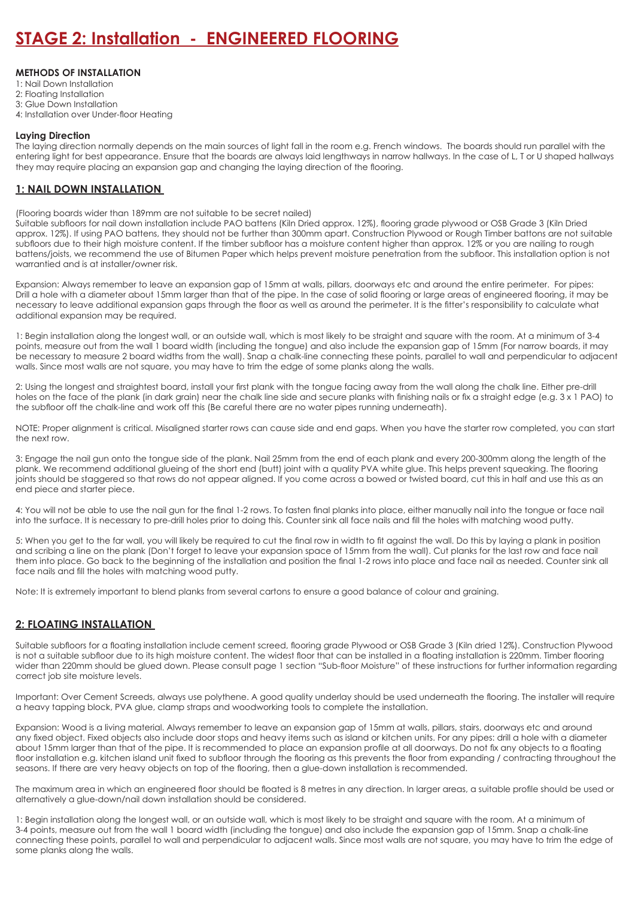# STAGE 2: Installation - ENGINEERED FLOORING

**METHODS OF INSTALLATION**

1: Nail Down Installation
2: Floating Installation
3: Glue Down Installation
4: Installation over Under-floor Heating

**Laying Direction**

The laying direction normally depends on the main sources of light fall in the room e.g. French windows. The boards should run parallel with the entering light for best appearance. Ensure that the boards are always laid lengthways in narrow hallways. In the case of L, T or U shaped hallways they may require placing an expansion gap and changing the laying direction of the flooring.

## 1: NAIL DOWN INSTALLATION

(Flooring boards wider than 189mm are not suitable to be secret nailed)

Suitable subfloors for nail down installation include PAO battens (Kiln Dried approx. 12%), flooring grade plywood or OSB Grade 3 (Kiln Dried approx. 12%). If using PAO battens, they should not be further than 300mm apart. Construction Plywood or Rough Timber battons are not suitable subfloors due to their high moisture content. If the timber subfloor has a moisture content higher than approx. 12% or you are nailing to rough battens/joists, we recommend the use of Bitumen Paper which helps prevent moisture penetration from the subfloor. This installation option is not warrantied and is at installer/owner risk.

Expansion: Always remember to leave an expansion gap of 15mm at walls, pillars, doorways etc and around the entire perimeter. For pipes: Drill a hole with a diameter about 15mm larger than that of the pipe. In the case of solid flooring or large areas of engineered flooring, it may be necessary to leave additional expansion gaps through the floor as well as around the perimeter. It is the fitter's responsibility to calculate what additional expansion may be required.

1: Begin installation along the longest wall, or an outside wall, which is most likely to be straight and square with the room. At a minimum of 3-4 points, measure out from the wall 1 board width (including the tongue) and also include the expansion gap of 15mm (For narrow boards, it may be necessary to measure 2 board widths from the wall). Snap a chalk-line connecting these points, parallel to wall and perpendicular to adjacent walls. Since most walls are not square, you may have to trim the edge of some planks along the walls.

2: Using the longest and straightest board, install your first plank with the tongue facing away from the wall along the chalk line. Either pre-drill holes on the face of the plank (in dark grain) near the chalk line side and secure planks with finishing nails or fix a straight edge (e.g. 3 x 1 PAO) to the subfloor off the chalk-line and work off this (Be careful there are no water pipes running underneath).

NOTE: Proper alignment is critical. Misaligned starter rows can cause side and end gaps. When you have the starter row completed, you can start the next row.

3: Engage the nail gun onto the tongue side of the plank. Nail 25mm from the end of each plank and every 200-300mm along the length of the plank. We recommend additional glueing of the short end (butt) joint with a quality PVA white glue. This helps prevent squeaking. The flooring joints should be staggered so that rows do not appear aligned. If you come across a bowed or twisted board, cut this in half and use this as an end piece and starter piece.

4: You will not be able to use the nail gun for the final 1-2 rows. To fasten final planks into place, either manually nail into the tongue or face nail into the surface. It is necessary to pre-drill holes prior to doing this. Counter sink all face nails and fill the holes with matching wood putty.

5: When you get to the far wall, you will likely be required to cut the final row in width to fit against the wall. Do this by laying a plank in position and scribing a line on the plank (Don't forget to leave your expansion space of 15mm from the wall). Cut planks for the last row and face nail them into place. Go back to the beginning of the installation and position the final 1-2 rows into place and face nail as needed. Counter sink all face nails and fill the holes with matching wood putty.

Note: It is extremely important to blend planks from several cartons to ensure a good balance of colour and graining.

## 2: FLOATING INSTALLATION

Suitable subfloors for a floating installation include cement screed, flooring grade Plywood or OSB Grade 3 (Kiln dried 12%). Construction Plywood is not a suitable subfloor due to its high moisture content. The widest floor that can be installed in a floating installation is 220mm. Timber flooring wider than 220mm should be glued down. Please consult page 1 section "Sub-floor Moisture" of these instructions for further information regarding correct job site moisture levels.

Important: Over Cement Screeds, always use polythene. A good quality underlay should be used underneath the flooring. The installer will require a heavy tapping block, PVA glue, clamp straps and woodworking tools to complete the installation.

Expansion: Wood is a living material. Always remember to leave an expansion gap of 15mm at walls, pillars, stairs, doorways etc and around any fixed object. Fixed objects also include door stops and heavy items such as island or kitchen units. For any pipes: drill a hole with a diameter about 15mm larger than that of the pipe. It is recommended to place an expansion profile at all doorways. Do not fix any objects to a floating floor installation e.g. kitchen island unit fixed to subfloor through the flooring as this prevents the floor from expanding / contracting throughout the seasons. If there are very heavy objects on top of the flooring, then a glue-down installation is recommended.

The maximum area in which an engineered floor should be floated is 8 metres in any direction. In larger areas, a suitable profile should be used or alternatively a glue-down/nail down installation should be considered.

1: Begin installation along the longest wall, or an outside wall, which is most likely to be straight and square with the room. At a minimum of 3-4 points, measure out from the wall 1 board width (including the tongue) and also include the expansion gap of 15mm. Snap a chalk-line connecting these points, parallel to wall and perpendicular to adjacent walls. Since most walls are not square, you may have to trim the edge of some planks along the walls.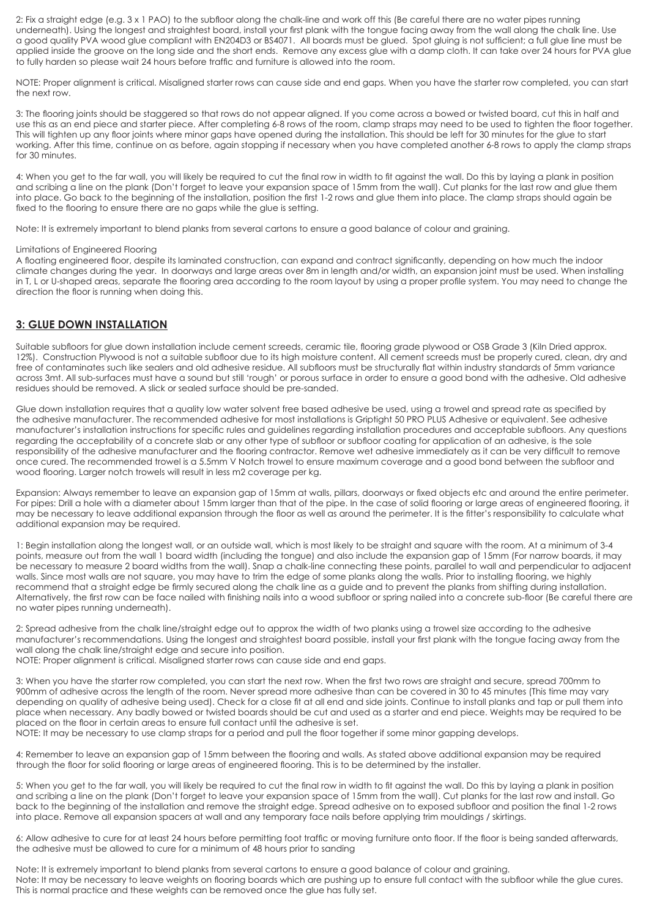2: Fix a straight edge (e.g. 3 x 1 PAO) to the subfloor along the chalk-line and work off this (Be careful there are no water pipes running underneath). Using the longest and straightest board, install your first plank with the tongue facing away from the wall along the chalk line. Use a good quality PVA wood glue compliant with EN204D3 or BS4071. All boards must be glued. Spot gluing is not sufficient; a full glue line must be applied inside the groove on the long side and the short ends. Remove any excess glue with a damp cloth. It can take over 24 hours for PVA glue to fully harden so please wait 24 hours before traffic and furniture is allowed into the room.

NOTE: Proper alignment is critical. Misaligned starter rows can cause side and end gaps. When you have the starter row completed, you can start the next row.

3: The flooring joints should be staggered so that rows do not appear aligned. If you come across a bowed or twisted board, cut this in half and use this as an end piece and starter piece. After completing 6-8 rows of the room, clamp straps may need to be used to tighten the floor together. This will tighten up any floor joints where minor gaps have opened during the installation. This should be left for 30 minutes for the glue to start working. After this time, continue on as before, again stopping if necessary when you have completed another 6-8 rows to apply the clamp straps for 30 minutes.

4: When you get to the far wall, you will likely be required to cut the final row in width to fit against the wall. Do this by laying a plank in position and scribing a line on the plank (Don't forget to leave your expansion space of 15mm from the wall). Cut planks for the last row and glue them into place. Go back to the beginning of the installation, position the first 1-2 rows and glue them into place. The clamp straps should again be fixed to the flooring to ensure there are no gaps while the glue is setting.

Note: It is extremely important to blend planks from several cartons to ensure a good balance of colour and graining.

Limitations of Engineered Flooring

A floating engineered floor, despite its laminated construction, can expand and contract significantly, depending on how much the indoor climate changes during the year. In doorways and large areas over 8m in length and/or width, an expansion joint must be used. When installing in T, L or U-shaped areas, separate the flooring area according to the room layout by using a proper profile system. You may need to change the direction the floor is running when doing this.

## 3: GLUE DOWN INSTALLATION

Suitable subfloors for glue down installation include cement screeds, ceramic tile, flooring grade plywood or OSB Grade 3 (Kiln Dried approx. 12%). Construction Plywood is not a suitable subfloor due to its high moisture content. All cement screeds must be properly cured, clean, dry and free of contaminates such like sealers and old adhesive residue. All subfloors must be structurally flat within industry standards of 5mm variance across 3mt. All sub-surfaces must have a sound but still 'rough' or porous surface in order to ensure a good bond with the adhesive. Old adhesive residues should be removed. A slick or sealed surface should be pre-sanded.

Glue down installation requires that a quality low water solvent free based adhesive be used, using a trowel and spread rate as specified by the adhesive manufacturer. The recommended adhesive for most installations is Griptight 50 PRO PLUS Adhesive or equivalent. See adhesive manufacturer's installation instructions for specific rules and guidelines regarding installation procedures and acceptable subfloors. Any questions regarding the acceptability of a concrete slab or any other type of subfloor or subfloor coating for application of an adhesive, is the sole responsibility of the adhesive manufacturer and the flooring contractor. Remove wet adhesive immediately as it can be very difficult to remove once cured. The recommended trowel is a 5.5mm V Notch trowel to ensure maximum coverage and a good bond between the subfloor and wood flooring. Larger notch trowels will result in less m2 coverage per kg.

Expansion: Always remember to leave an expansion gap of 15mm at walls, pillars, doorways or fixed objects etc and around the entire perimeter. For pipes: Drill a hole with a diameter about 15mm larger than that of the pipe. In the case of solid flooring or large areas of engineered flooring, it may be necessary to leave additional expansion through the floor as well as around the perimeter. It is the fitter's responsibility to calculate what additional expansion may be required.

1: Begin installation along the longest wall, or an outside wall, which is most likely to be straight and square with the room. At a minimum of 3-4 points, measure out from the wall 1 board width (including the tongue) and also include the expansion gap of 15mm (For narrow boards, it may be necessary to measure 2 board widths from the wall). Snap a chalk-line connecting these points, parallel to wall and perpendicular to adjacent walls. Since most walls are not square, you may have to trim the edge of some planks along the walls. Prior to installing flooring, we highly recommend that a straight edge be firmly secured along the chalk line as a guide and to prevent the planks from shifting during installation. Alternatively, the first row can be face nailed with finishing nails into a wood subfloor or spring nailed into a concrete sub-floor (Be careful there are no water pipes running underneath).

2: Spread adhesive from the chalk line/straight edge out to approx the width of two planks using a trowel size according to the adhesive manufacturer's recommendations. Using the longest and straightest board possible, install your first plank with the tongue facing away from the wall along the chalk line/straight edge and secure into position.

NOTE: Proper alignment is critical. Misaligned starter rows can cause side and end gaps.

3: When you have the starter row completed, you can start the next row. When the first two rows are straight and secure, spread 700mm to 900mm of adhesive across the length of the room. Never spread more adhesive than can be covered in 30 to 45 minutes (This time may vary depending on quality of adhesive being used). Check for a close fit at all end and side joints. Continue to install planks and tap or pull them into place when necessary. Any badly bowed or twisted boards should be cut and used as a starter and end piece. Weights may be required to be placed on the floor in certain areas to ensure full contact until the adhesive is set.

NOTE: It may be necessary to use clamp straps for a period and pull the floor together if some minor gapping develops.

4: Remember to leave an expansion gap of 15mm between the flooring and walls. As stated above additional expansion may be required through the floor for solid flooring or large areas of engineered flooring. This is to be determined by the installer.

5: When you get to the far wall, you will likely be required to cut the final row in width to fit against the wall. Do this by laying a plank in position and scribing a line on the plank (Don't forget to leave your expansion space of 15mm from the wall). Cut planks for the last row and install. Go back to the beginning of the installation and remove the straight edge. Spread adhesive on to exposed subfloor and position the final 1-2 rows into place. Remove all expansion spacers at wall and any temporary face nails before applying trim mouldings / skirtings.

6: Allow adhesive to cure for at least 24 hours before permitting foot traffic or moving furniture onto floor. If the floor is being sanded afterwards, the adhesive must be allowed to cure for a minimum of 48 hours prior to sanding

Note: It is extremely important to blend planks from several cartons to ensure a good balance of colour and graining.

Note: It may be necessary to leave weights on flooring boards which are pushing up to ensure full contact with the subfloor while the glue cures. This is normal practice and these weights can be removed once the glue has fully set.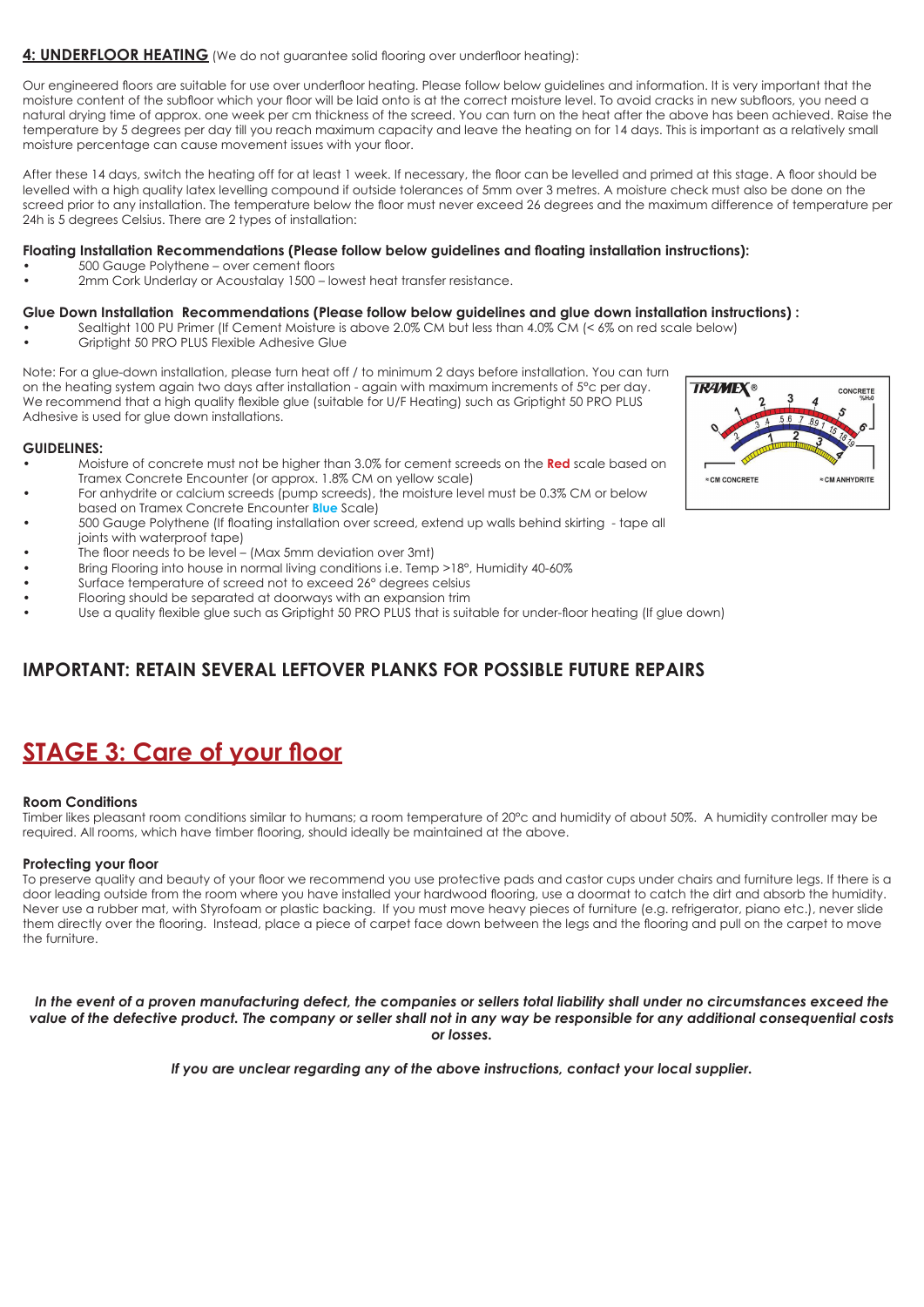**4: UNDERFLOOR HEATING** (We do not guarantee solid flooring over underfloor heating):

Our engineered floors are suitable for use over underfloor heating. Please follow below guidelines and information. It is very important that the moisture content of the subfloor which your floor will be laid onto is at the correct moisture level. To avoid cracks in new subfloors, you need a natural drying time of approx. one week per cm thickness of the screed. You can turn on the heat after the above has been achieved. Raise the temperature by 5 degrees per day till you reach maximum capacity and leave the heating on for 14 days. This is important as a relatively small moisture percentage can cause movement issues with your floor.

After these 14 days, switch the heating off for at least 1 week. If necessary, the floor can be levelled and primed at this stage. A floor should be levelled with a high quality latex levelling compound if outside tolerances of 5mm over 3 metres. A moisture check must also be done on the screed prior to any installation. The temperature below the floor must never exceed 26 degrees and the maximum difference of temperature per 24h is 5 degrees Celsius. There are 2 types of installation:

**Floating Installation Recommendations (Please follow below guidelines and floating installation instructions):**

- 500 Gauge Polythene – over cement floors
- 2mm Cork Underlay or Acoustalay 1500 – lowest heat transfer resistance.

**Glue Down Installation Recommendations (Please follow below guidelines and glue down installation instructions) :**

- Sealtight 100 PU Primer (If Cement Moisture is above 2.0% CM but less than 4.0% CM (< 6% on red scale below)
- Griptight 50 PRO PLUS Flexible Adhesive Glue

Note: For a glue-down installation, please turn heat off / to minimum 2 days before installation. You can turn on the heating system again two days after installation - again with maximum increments of 5°c per day. We recommend that a high quality flexible glue (suitable for U/F Heating) such as Griptight 50 PRO PLUS Adhesive is used for glue down installations.

TRAMEX®
CONCRETE %H₂O
≈CM CONCRETE
≈CM ANHYDRITE

**GUIDELINES:**

- Moisture of concrete must not be higher than 3.0% for cement screeds on the **Red** scale based on Tramex Concrete Encounter (or approx. 1.8% CM on yellow scale)
- For anhydrite or calcium screeds (pump screeds), the moisture level must be 0.3% CM or below based on Tramex Concrete Encounter **Blue** Scale)
- 500 Gauge Polythene (If floating installation over screed, extend up walls behind skirting - tape all joints with waterproof tape)
- The floor needs to be level – (Max 5mm deviation over 3mt)
- Bring Flooring into house in normal living conditions i.e. Temp >18°, Humidity 40-60%
- Surface temperature of screed not to exceed 26° degrees celsius
- Flooring should be separated at doorways with an expansion trim
- Use a quality flexible glue such as Griptight 50 PRO PLUS that is suitable for under-floor heating (If glue down)

## IMPORTANT: RETAIN SEVERAL LEFTOVER PLANKS FOR POSSIBLE FUTURE REPAIRS

# STAGE 3: Care of your floor

**Room Conditions**

Timber likes pleasant room conditions similar to humans; a room temperature of 20°c and humidity of about 50%. A humidity controller may be required. All rooms, which have timber flooring, should ideally be maintained at the above.

**Protecting your floor**

To preserve quality and beauty of your floor we recommend you use protective pads and castor cups under chairs and furniture legs. If there is a door leading outside from the room where you have installed your hardwood flooring, use a doormat to catch the dirt and absorb the humidity. Never use a rubber mat, with Styrofoam or plastic backing. If you must move heavy pieces of furniture (e.g. refrigerator, piano etc.), never slide them directly over the flooring. Instead, place a piece of carpet face down between the legs and the flooring and pull on the carpet to move the furniture.

***In the event of a proven manufacturing defect, the companies or sellers total liability shall under no circumstances exceed the value of the defective product. The company or seller shall not in any way be responsible for any additional consequential costs or losses.***

***If you are unclear regarding any of the above instructions, contact your local supplier.***